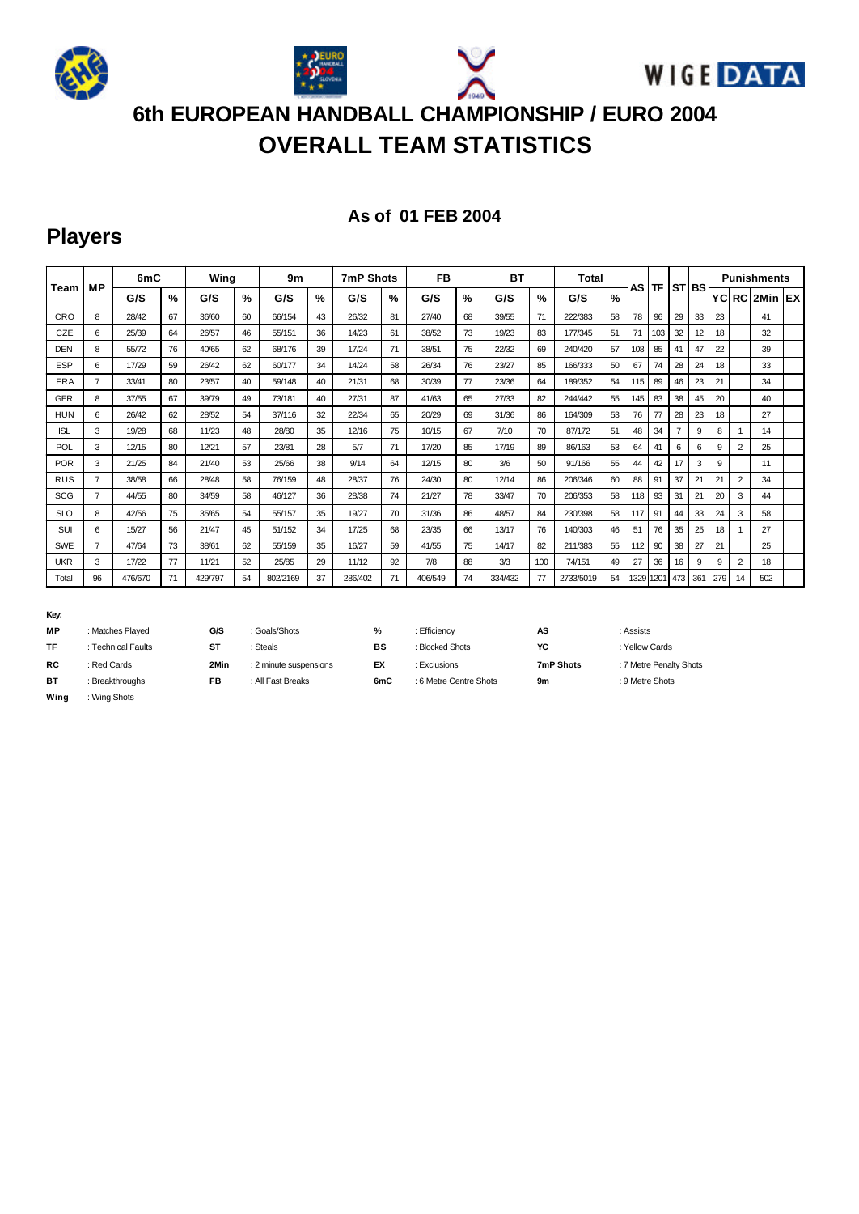# 6th EUROPEAN HANDBALL CHAMPIONSHIP / EURO 2004

# OVERALL TEAM STATISTICS

**As of 01 FEB 2004**

## Players

| Team | MP | 6mC | | Wing | | 9m | | 7mP Shots | | FB | | BT | | Total | | AS | TF | ST | BS | Punishments | | | |
|---|---|---|---|---|---|---|---|---|---|---|---|---|---|---|---|---|---|---|---|---|---|---|---|
| | | G/S | % | G/S | % | G/S | % | G/S | % | G/S | % | G/S | % | G/S | % | | | | | YC | RC | 2Min | EX |
| CRO | 8 | 28/42 | 67 | 36/60 | 60 | 66/154 | 43 | 26/32 | 81 | 27/40 | 68 | 39/55 | 71 | 222/383 | 58 | 78 | 96 | 29 | 33 | 23 | | 41 | |
| CZE | 6 | 25/39 | 64 | 26/57 | 46 | 55/151 | 36 | 14/23 | 61 | 38/52 | 73 | 19/23 | 83 | 177/345 | 51 | 71 | 103 | 32 | 12 | 18 | | 32 | |
| DEN | 8 | 55/72 | 76 | 40/65 | 62 | 68/176 | 39 | 17/24 | 71 | 38/51 | 75 | 22/32 | 69 | 240/420 | 57 | 108 | 85 | 41 | 47 | 22 | | 39 | |
| ESP | 6 | 17/29 | 59 | 26/42 | 62 | 60/177 | 34 | 14/24 | 58 | 26/34 | 76 | 23/27 | 85 | 166/333 | 50 | 67 | 74 | 28 | 24 | 18 | | 33 | |
| FRA | 7 | 33/41 | 80 | 23/57 | 40 | 59/148 | 40 | 21/31 | 68 | 30/39 | 77 | 23/36 | 64 | 189/352 | 54 | 115 | 89 | 46 | 23 | 21 | | 34 | |
| GER | 8 | 37/55 | 67 | 39/79 | 49 | 73/181 | 40 | 27/31 | 87 | 41/63 | 65 | 27/33 | 82 | 244/442 | 55 | 145 | 83 | 38 | 45 | 20 | | 40 | |
| HUN | 6 | 26/42 | 62 | 28/52 | 54 | 37/116 | 32 | 22/34 | 65 | 20/29 | 69 | 31/36 | 86 | 164/309 | 53 | 76 | 77 | 28 | 23 | 18 | | 27 | |
| ISL | 3 | 19/28 | 68 | 11/23 | 48 | 28/80 | 35 | 12/16 | 75 | 10/15 | 67 | 7/10 | 70 | 87/172 | 51 | 48 | 34 | 7 | 9 | 8 | 1 | 14 | |
| POL | 3 | 12/15 | 80 | 12/21 | 57 | 23/81 | 28 | 5/7 | 71 | 17/20 | 85 | 17/19 | 89 | 86/163 | 53 | 64 | 41 | 6 | 6 | 9 | 2 | 25 | |
| POR | 3 | 21/25 | 84 | 21/40 | 53 | 25/66 | 38 | 9/14 | 64 | 12/15 | 80 | 3/6 | 50 | 91/166 | 55 | 44 | 42 | 17 | 3 | 9 | | 11 | |
| RUS | 7 | 38/58 | 66 | 28/48 | 58 | 76/159 | 48 | 28/37 | 76 | 24/30 | 80 | 12/14 | 86 | 206/346 | 60 | 88 | 91 | 37 | 21 | 21 | 2 | 34 | |
| SCG | 7 | 44/55 | 80 | 34/59 | 58 | 46/127 | 36 | 28/38 | 74 | 21/27 | 78 | 33/47 | 70 | 206/353 | 58 | 118 | 93 | 31 | 21 | 20 | 3 | 44 | |
| SLO | 8 | 42/56 | 75 | 35/65 | 54 | 55/157 | 35 | 19/27 | 70 | 31/36 | 86 | 48/57 | 84 | 230/398 | 58 | 117 | 91 | 44 | 33 | 24 | 3 | 58 | |
| SUI | 6 | 15/27 | 56 | 21/47 | 45 | 51/152 | 34 | 17/25 | 68 | 23/35 | 66 | 13/17 | 76 | 140/303 | 46 | 51 | 76 | 35 | 25 | 18 | 1 | 27 | |
| SWE | 7 | 47/64 | 73 | 38/61 | 62 | 55/159 | 35 | 16/27 | 59 | 41/55 | 75 | 14/17 | 82 | 211/383 | 55 | 112 | 90 | 38 | 27 | 21 | | 25 | |
| UKR | 3 | 17/22 | 77 | 11/21 | 52 | 25/85 | 29 | 11/12 | 92 | 7/8 | 88 | 3/3 | 100 | 74/151 | 49 | 27 | 36 | 16 | 9 | 9 | 2 | 18 | |
| Total | 96 | 476/670 | 71 | 429/797 | 54 | 802/2169 | 37 | 286/402 | 71 | 406/549 | 74 | 334/432 | 77 | 2733/5019 | 54 | 1329 | 1201 | 473 | 361 | 279 | 14 | 502 | |

**Key:**

| | | | | | | | | | |
|---|---|---|---|---|---|---|---|---|---|
| **MP** | : Matches Played | **G/S** | : Goals/Shots | **%** | : Efficiency | **AS** | : Assists | | |
| **TF** | : Technical Faults | **ST** | : Steals | **BS** | : Blocked Shots | **YC** | : Yellow Cards | | |
| **RC** | : Red Cards | **2Min** | : 2 minute suspensions | **EX** | : Exclusions | **7mP Shots** | : 7 Metre Penalty Shots | | |
| **BT** | : Breakthroughs | **FB** | : All Fast Breaks | **6mC** | : 6 Metre Centre Shots | **9m** | : 9 Metre Shots | | |
| **Wing** | : Wing Shots | | | | | | | | |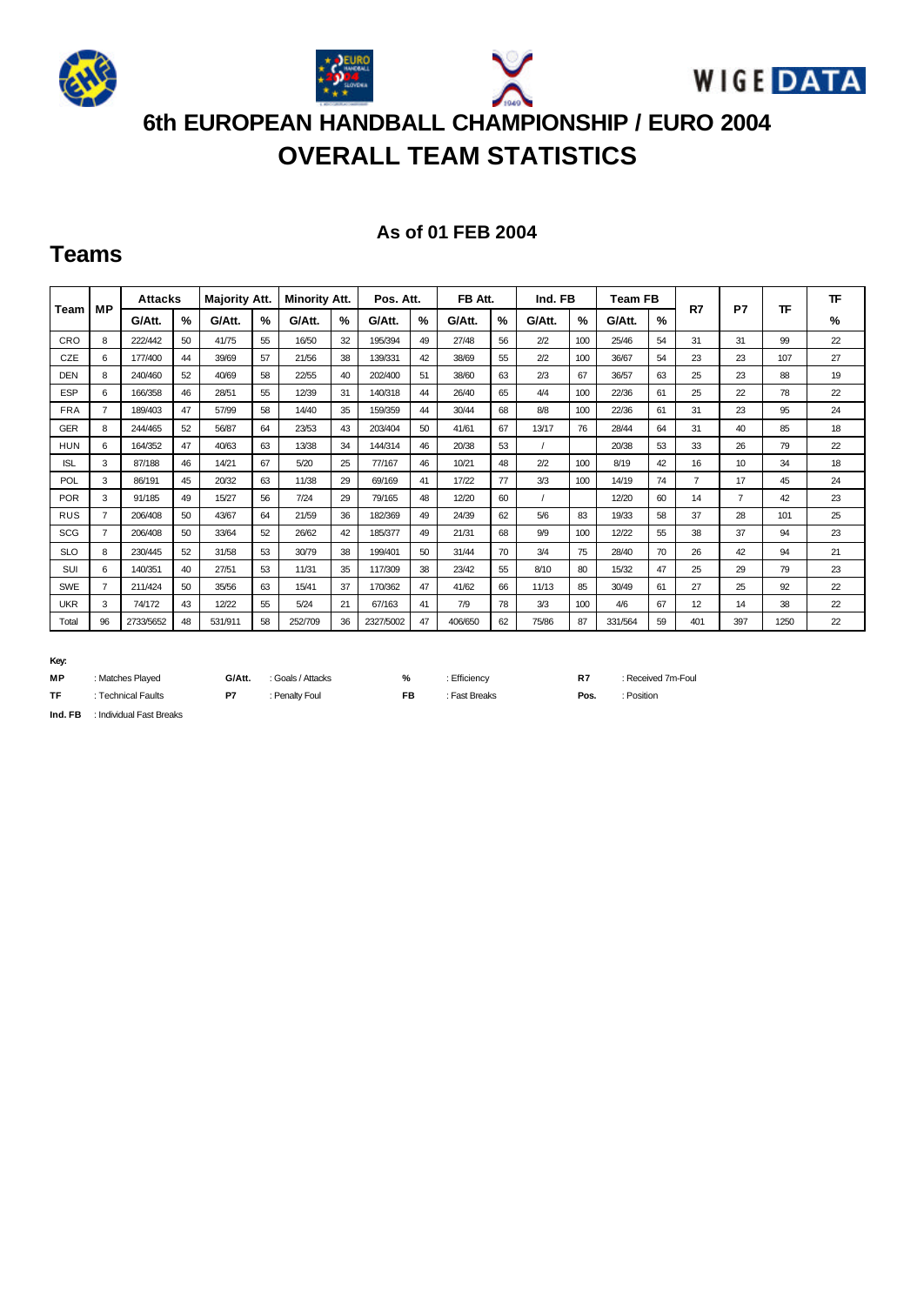# 6th EUROPEAN HANDBALL CHAMPIONSHIP / EURO 2004

# OVERALL TEAM STATISTICS

**As of 01 FEB 2004**

## Teams

| Team | MP | Attacks | | Majority Att. | | Minority Att. | | Pos. Att. | | FB Att. | | Ind. FB | | Team FB | | R7 | P7 | TF | TF |
|---|---|---|---|---|---|---|---|---|---|---|---|---|---|---|---|---|---|---|---|
| | | G/Att. | % | G/Att. | % | G/Att. | % | G/Att. | % | G/Att. | % | G/Att. | % | G/Att. | % | | | | % |
| CRO | 8 | 222/442 | 50 | 41/75 | 55 | 16/50 | 32 | 195/394 | 49 | 27/48 | 56 | 2/2 | 100 | 25/46 | 54 | 31 | 31 | 99 | 22 |
| CZE | 6 | 177/400 | 44 | 39/69 | 57 | 21/56 | 38 | 139/331 | 42 | 38/69 | 55 | 2/2 | 100 | 36/67 | 54 | 23 | 23 | 107 | 27 |
| DEN | 8 | 240/460 | 52 | 40/69 | 58 | 22/55 | 40 | 202/400 | 51 | 38/60 | 63 | 2/3 | 67 | 36/57 | 63 | 25 | 23 | 88 | 19 |
| ESP | 6 | 166/358 | 46 | 28/51 | 55 | 12/39 | 31 | 140/318 | 44 | 26/40 | 65 | 4/4 | 100 | 22/36 | 61 | 25 | 22 | 78 | 22 |
| FRA | 7 | 189/403 | 47 | 57/99 | 58 | 14/40 | 35 | 159/359 | 44 | 30/44 | 68 | 8/8 | 100 | 22/36 | 61 | 31 | 23 | 95 | 24 |
| GER | 8 | 244/465 | 52 | 56/87 | 64 | 23/53 | 43 | 203/404 | 50 | 41/61 | 67 | 13/17 | 76 | 28/44 | 64 | 31 | 40 | 85 | 18 |
| HUN | 6 | 164/352 | 47 | 40/63 | 63 | 13/38 | 34 | 144/314 | 46 | 20/38 | 53 | / | | 20/38 | 53 | 33 | 26 | 79 | 22 |
| ISL | 3 | 87/188 | 46 | 14/21 | 67 | 5/20 | 25 | 77/167 | 46 | 10/21 | 48 | 2/2 | 100 | 8/19 | 42 | 16 | 10 | 34 | 18 |
| POL | 3 | 86/191 | 45 | 20/32 | 63 | 11/38 | 29 | 69/169 | 41 | 17/22 | 77 | 3/3 | 100 | 14/19 | 74 | 7 | 17 | 45 | 24 |
| POR | 3 | 91/185 | 49 | 15/27 | 56 | 7/24 | 29 | 79/165 | 48 | 12/20 | 60 | / | | 12/20 | 60 | 14 | 7 | 42 | 23 |
| RUS | 7 | 206/408 | 50 | 43/67 | 64 | 21/59 | 36 | 182/369 | 49 | 24/39 | 62 | 5/6 | 83 | 19/33 | 58 | 37 | 28 | 101 | 25 |
| SCG | 7 | 206/408 | 50 | 33/64 | 52 | 26/62 | 42 | 185/377 | 49 | 21/31 | 68 | 9/9 | 100 | 12/22 | 55 | 38 | 37 | 94 | 23 |
| SLO | 8 | 230/445 | 52 | 31/58 | 53 | 30/79 | 38 | 199/401 | 50 | 31/44 | 70 | 3/4 | 75 | 28/40 | 70 | 26 | 42 | 94 | 21 |
| SUI | 6 | 140/351 | 40 | 27/51 | 53 | 11/31 | 35 | 117/309 | 38 | 23/42 | 55 | 8/10 | 80 | 15/32 | 47 | 25 | 29 | 79 | 23 |
| SWE | 7 | 211/424 | 50 | 35/56 | 63 | 15/41 | 37 | 170/362 | 47 | 41/62 | 66 | 11/13 | 85 | 30/49 | 61 | 27 | 25 | 92 | 22 |
| UKR | 3 | 74/172 | 43 | 12/22 | 55 | 5/24 | 21 | 67/163 | 41 | 7/9 | 78 | 3/3 | 100 | 4/6 | 67 | 12 | 14 | 38 | 22 |
| Total | 96 | 2733/5652 | 48 | 531/911 | 58 | 252/709 | 36 | 2327/5002 | 47 | 406/650 | 62 | 75/86 | 87 | 331/564 | 59 | 401 | 397 | 1250 | 22 |

**Key:**

| | | | | | | | |
|---|---|---|---|---|---|---|---|
| **MP** | : Matches Played | **G/Att.** | : Goals / Attacks | **%** | : Efficiency | **R7** | : Received 7m-Foul |
| **TF** | : Technical Faults | **P7** | : Penalty Foul | **FB** | : Fast Breaks | **Pos.** | : Position |
| **Ind. FB** | : Individual Fast Breaks | | | | | | |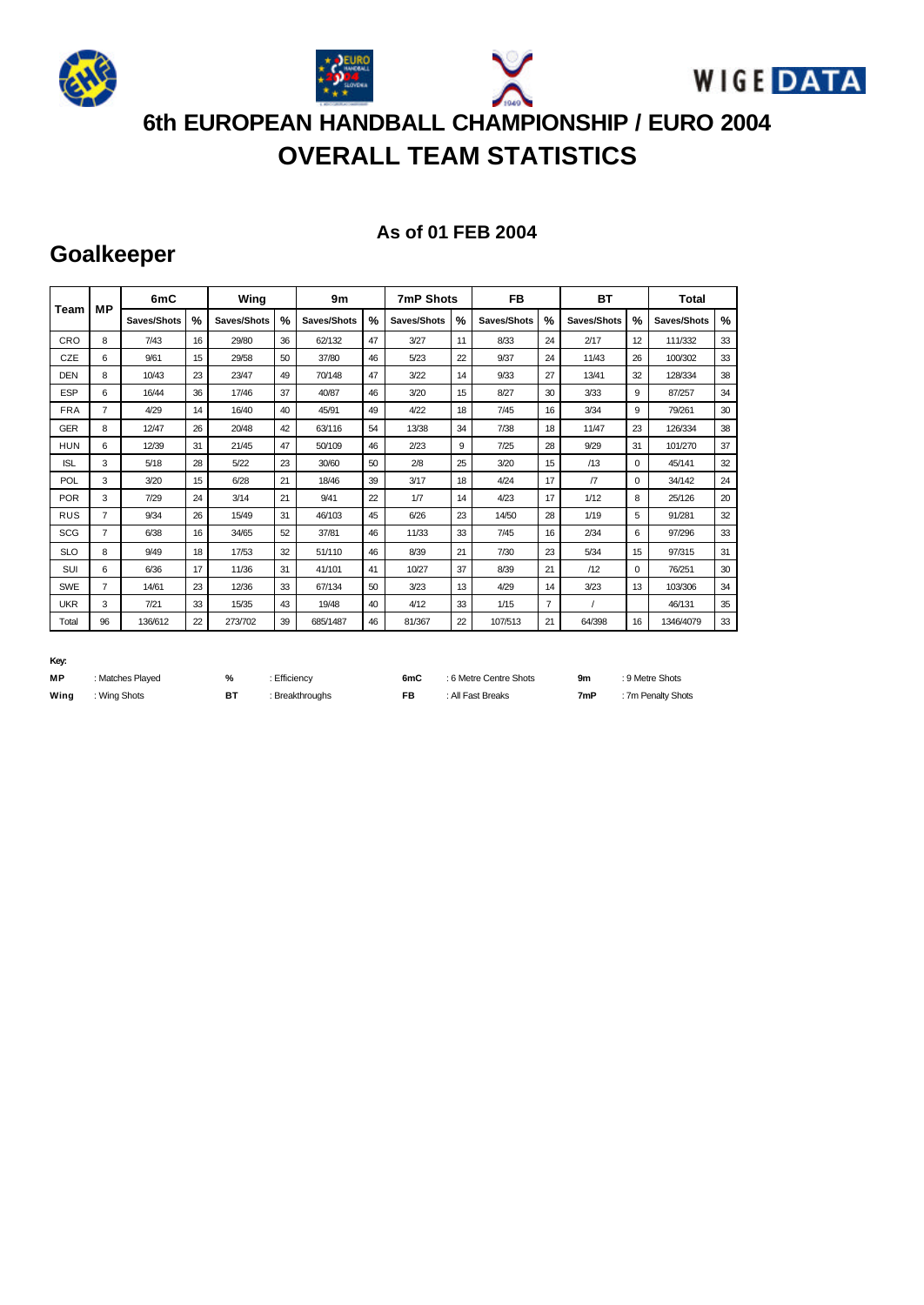# 6th EUROPEAN HANDBALL CHAMPIONSHIP / EURO 2004
# OVERALL TEAM STATISTICS

**As of 01 FEB 2004**

## Goalkeeper

| Team | MP | 6mC | | Wing | | 9m | | 7mP Shots | | FB | | BT | | Total | |
|---|---|---|---|---|---|---|---|---|---|---|---|---|---|---|---|
| | | Saves/Shots | % | Saves/Shots | % | Saves/Shots | % | Saves/Shots | % | Saves/Shots | % | Saves/Shots | % | Saves/Shots | % |
| CRO | 8 | 7/43 | 16 | 29/80 | 36 | 62/132 | 47 | 3/27 | 11 | 8/33 | 24 | 2/17 | 12 | 111/332 | 33 |
| CZE | 6 | 9/61 | 15 | 29/58 | 50 | 37/80 | 46 | 5/23 | 22 | 9/37 | 24 | 11/43 | 26 | 100/302 | 33 |
| DEN | 8 | 10/43 | 23 | 23/47 | 49 | 70/148 | 47 | 3/22 | 14 | 9/33 | 27 | 13/41 | 32 | 128/334 | 38 |
| ESP | 6 | 16/44 | 36 | 17/46 | 37 | 40/87 | 46 | 3/20 | 15 | 8/27 | 30 | 3/33 | 9 | 87/257 | 34 |
| FRA | 7 | 4/29 | 14 | 16/40 | 40 | 45/91 | 49 | 4/22 | 18 | 7/45 | 16 | 3/34 | 9 | 79/261 | 30 |
| GER | 8 | 12/47 | 26 | 20/48 | 42 | 63/116 | 54 | 13/38 | 34 | 7/38 | 18 | 11/47 | 23 | 126/334 | 38 |
| HUN | 6 | 12/39 | 31 | 21/45 | 47 | 50/109 | 46 | 2/23 | 9 | 7/25 | 28 | 9/29 | 31 | 101/270 | 37 |
| ISL | 3 | 5/18 | 28 | 5/22 | 23 | 30/60 | 50 | 2/8 | 25 | 3/20 | 15 | /13 | 0 | 45/141 | 32 |
| POL | 3 | 3/20 | 15 | 6/28 | 21 | 18/46 | 39 | 3/17 | 18 | 4/24 | 17 | /7 | 0 | 34/142 | 24 |
| POR | 3 | 7/29 | 24 | 3/14 | 21 | 9/41 | 22 | 1/7 | 14 | 4/23 | 17 | 1/12 | 8 | 25/126 | 20 |
| RUS | 7 | 9/34 | 26 | 15/49 | 31 | 46/103 | 45 | 6/26 | 23 | 14/50 | 28 | 1/19 | 5 | 91/281 | 32 |
| SCG | 7 | 6/38 | 16 | 34/65 | 52 | 37/81 | 46 | 11/33 | 33 | 7/45 | 16 | 2/34 | 6 | 97/296 | 33 |
| SLO | 8 | 9/49 | 18 | 17/53 | 32 | 51/110 | 46 | 8/39 | 21 | 7/30 | 23 | 5/34 | 15 | 97/315 | 31 |
| SUI | 6 | 6/36 | 17 | 11/36 | 31 | 41/101 | 41 | 10/27 | 37 | 8/39 | 21 | /12 | 0 | 76/251 | 30 |
| SWE | 7 | 14/61 | 23 | 12/36 | 33 | 67/134 | 50 | 3/23 | 13 | 4/29 | 14 | 3/23 | 13 | 103/306 | 34 |
| UKR | 3 | 7/21 | 33 | 15/35 | 43 | 19/48 | 40 | 4/12 | 33 | 1/15 | 7 | / | | 46/131 | 35 |
| Total | 96 | 136/612 | 22 | 273/702 | 39 | 685/1487 | 46 | 81/367 | 22 | 107/513 | 21 | 64/398 | 16 | 1346/4079 | 33 |

**Key:**

| | | | | | | | |
|---|---|---|---|---|---|---|---|
| **MP** | : Matches Played | **%** | : Efficiency | **6mC** | : 6 Metre Centre Shots | **9m** | : 9 Metre Shots |
| **Wing** | : Wing Shots | **BT** | : Breakthroughs | **FB** | : All Fast Breaks | **7mP** | : 7m Penalty Shots |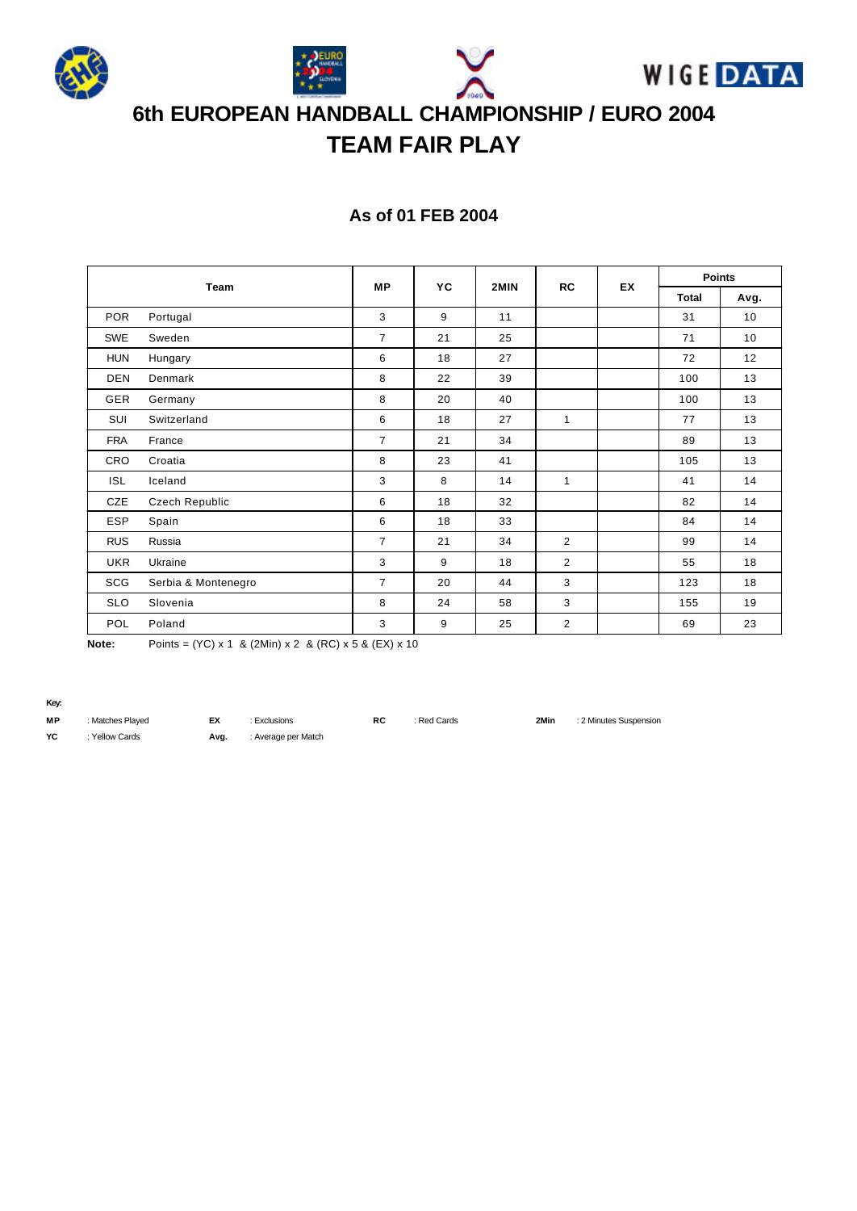# 6th EUROPEAN HANDBALL CHAMPIONSHIP / EURO 2004

# TEAM FAIR PLAY

### As of 01 FEB 2004

| Team | | MP | YC | 2MIN | RC | EX | Points | |
|---|---|---|---|---|---|---|---|---|
| | | | | | | | Total | Avg. |
| POR | Portugal | 3 | 9 | 11 | | | 31 | 10 |
| SWE | Sweden | 7 | 21 | 25 | | | 71 | 10 |
| HUN | Hungary | 6 | 18 | 27 | | | 72 | 12 |
| DEN | Denmark | 8 | 22 | 39 | | | 100 | 13 |
| GER | Germany | 8 | 20 | 40 | | | 100 | 13 |
| SUI | Switzerland | 6 | 18 | 27 | 1 | | 77 | 13 |
| FRA | France | 7 | 21 | 34 | | | 89 | 13 |
| CRO | Croatia | 8 | 23 | 41 | | | 105 | 13 |
| ISL | Iceland | 3 | 8 | 14 | 1 | | 41 | 14 |
| CZE | Czech Republic | 6 | 18 | 32 | | | 82 | 14 |
| ESP | Spain | 6 | 18 | 33 | | | 84 | 14 |
| RUS | Russia | 7 | 21 | 34 | 2 | | 99 | 14 |
| UKR | Ukraine | 3 | 9 | 18 | 2 | | 55 | 18 |
| SCG | Serbia & Montenegro | 7 | 20 | 44 | 3 | | 123 | 18 |
| SLO | Slovenia | 8 | 24 | 58 | 3 | | 155 | 19 |
| POL | Poland | 3 | 9 | 25 | 2 | | 69 | 23 |

**Note:** Points = (YC) x 1 & (2Min) x 2 & (RC) x 5 & (EX) x 10

**Key:**

**MP** : Matches Played  **EX** : Exclusions  **RC** : Red Cards  **2Min** : 2 Minutes Suspension

**YC** : Yellow Cards  **Avg.** : Average per Match